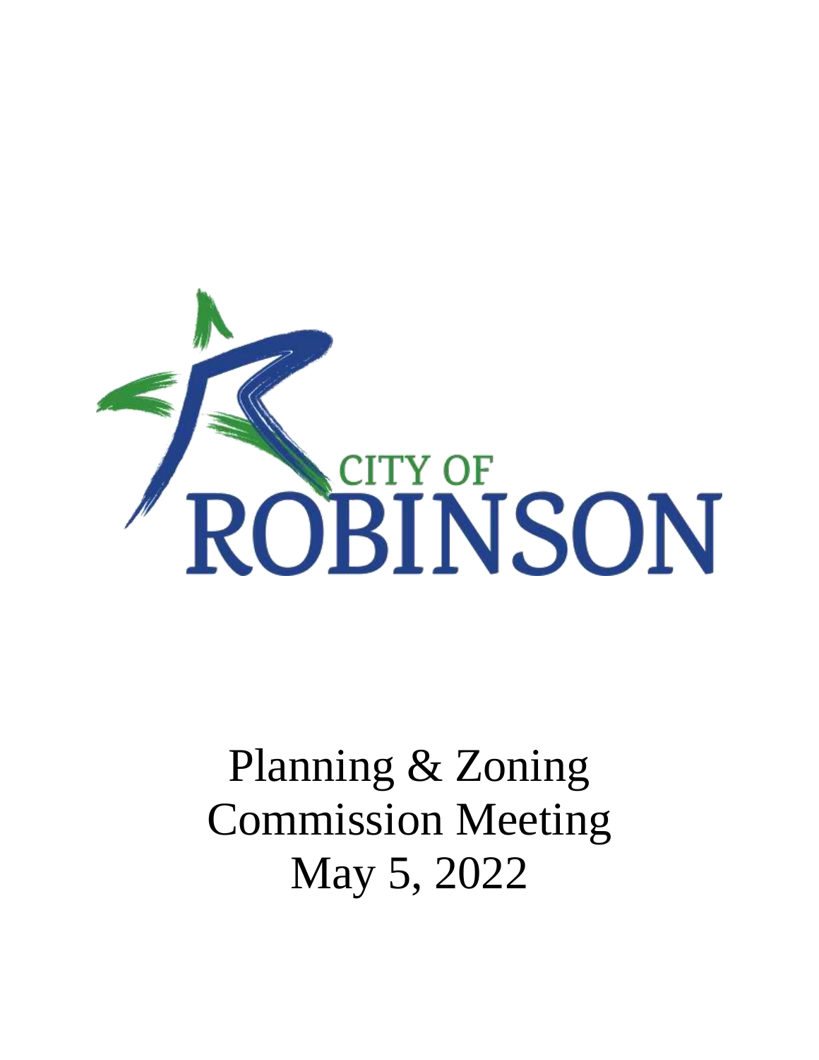CITY OF ROBINSON

# Planning & Zoning Commission Meeting
# May 5, 2022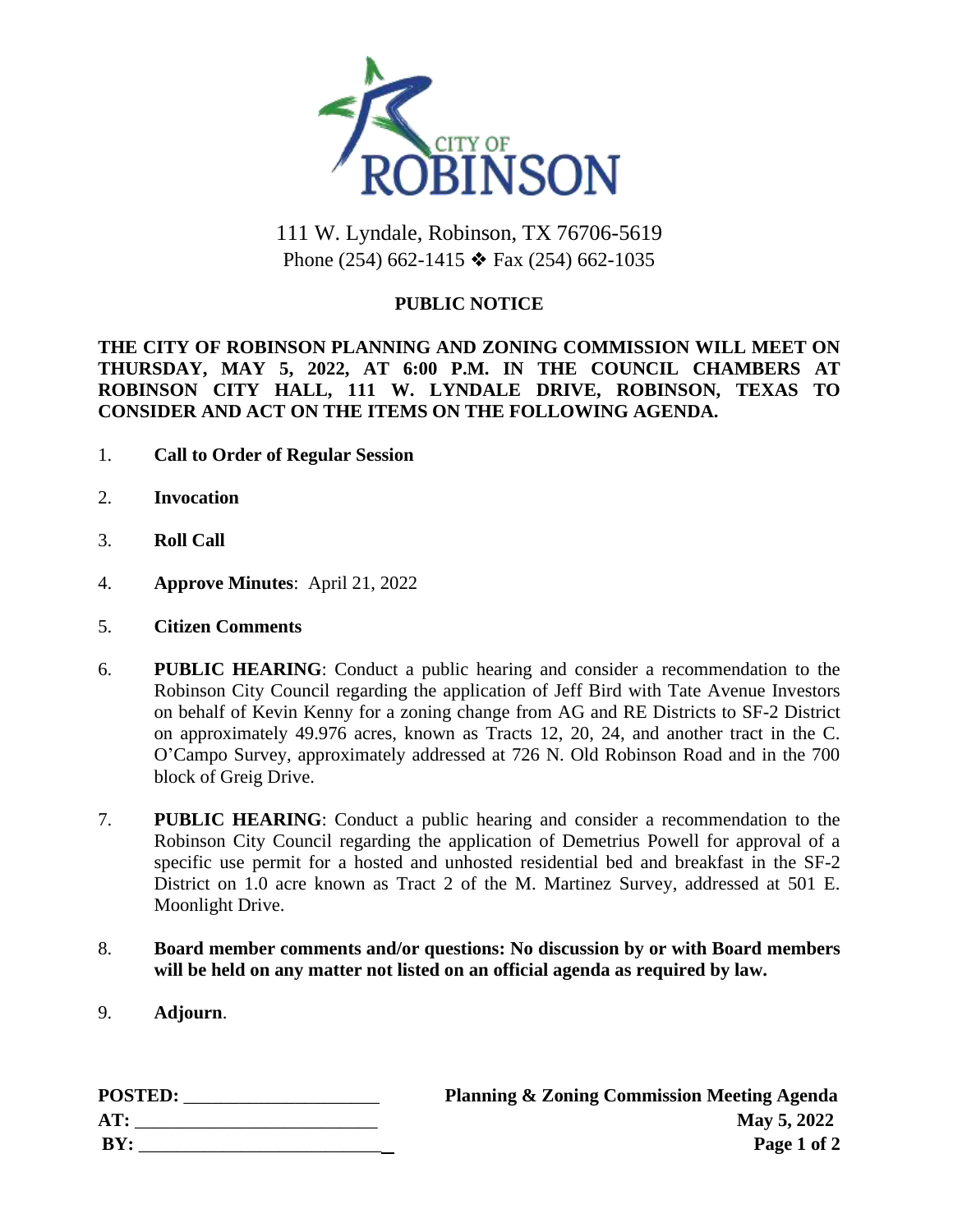111 W. Lyndale, Robinson, TX 76706-5619
Phone (254) 662-1415 ❖ Fax (254) 662-1035

## PUBLIC NOTICE

**THE CITY OF ROBINSON PLANNING AND ZONING COMMISSION WILL MEET ON THURSDAY, MAY 5, 2022, AT 6:00 P.M. IN THE COUNCIL CHAMBERS AT ROBINSON CITY HALL, 111 W. LYNDALE DRIVE, ROBINSON, TEXAS TO CONSIDER AND ACT ON THE ITEMS ON THE FOLLOWING AGENDA.**

1. **Call to Order of Regular Session**

2. **Invocation**

3. **Roll Call**

4. **Approve Minutes**: April 21, 2022

5. **Citizen Comments**

6. **PUBLIC HEARING**: Conduct a public hearing and consider a recommendation to the Robinson City Council regarding the application of Jeff Bird with Tate Avenue Investors on behalf of Kevin Kenny for a zoning change from AG and RE Districts to SF-2 District on approximately 49.976 acres, known as Tracts 12, 20, 24, and another tract in the C. O'Campo Survey, approximately addressed at 726 N. Old Robinson Road and in the 700 block of Greig Drive.

7. **PUBLIC HEARING**: Conduct a public hearing and consider a recommendation to the Robinson City Council regarding the application of Demetrius Powell for approval of a specific use permit for a hosted and unhosted residential bed and breakfast in the SF-2 District on 1.0 acre known as Tract 2 of the M. Martinez Survey, addressed at 501 E. Moonlight Drive.

8. **Board member comments and/or questions: No discussion by or with Board members will be held on any matter not listed on an official agenda as required by law.**

9. **Adjourn**.

**POSTED:** ____________________
**AT:** ____________________
**BY:** ____________________

**Planning & Zoning Commission Meeting Agenda**
**May 5, 2022**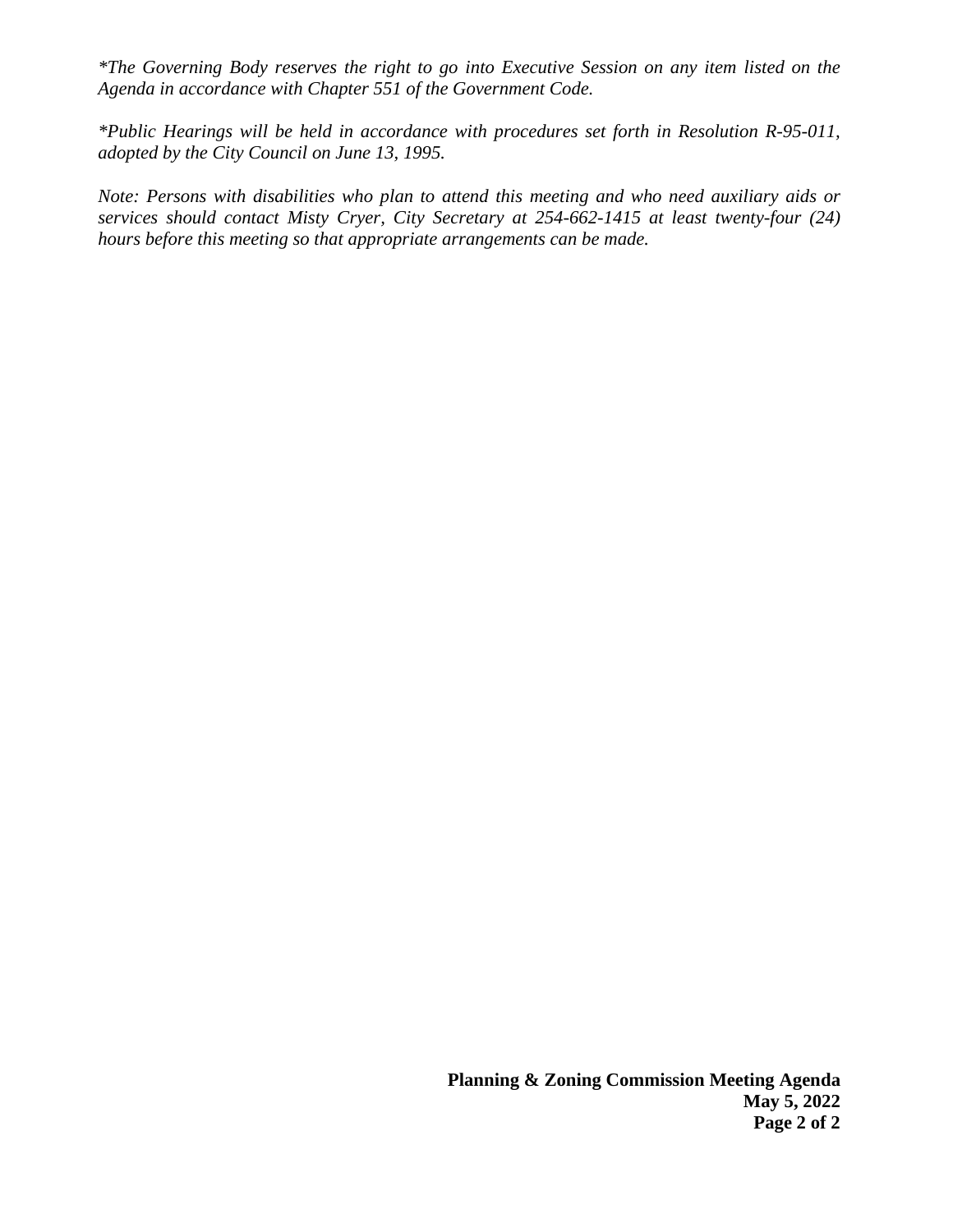*\*The Governing Body reserves the right to go into Executive Session on any item listed on the Agenda in accordance with Chapter 551 of the Government Code.*

*\*Public Hearings will be held in accordance with procedures set forth in Resolution R-95-011, adopted by the City Council on June 13, 1995.*

*Note: Persons with disabilities who plan to attend this meeting and who need auxiliary aids or services should contact Misty Cryer, City Secretary at 254-662-1415 at least twenty-four (24) hours before this meeting so that appropriate arrangements can be made.*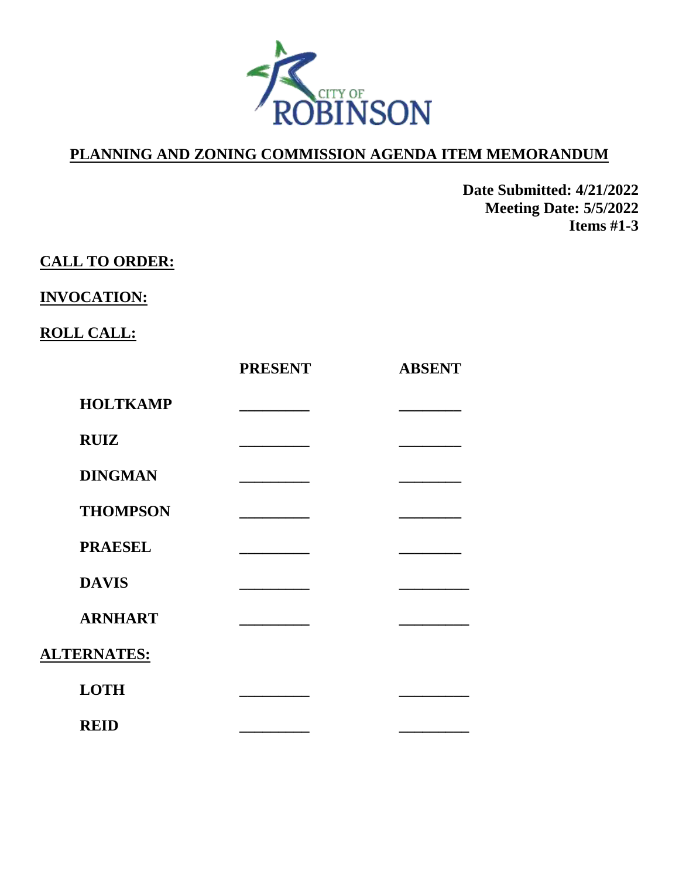CITY OF ROBINSON

**PLANNING AND ZONING COMMISSION AGENDA ITEM MEMORANDUM**

**Date Submitted: 4/21/2022**
**Meeting Date: 5/5/2022**
**Items #1-3**

**CALL TO ORDER:**

**INVOCATION:**

**ROLL CALL:**

| | PRESENT | ABSENT |
|---|---|---|
| **HOLTKAMP** | ________ | ________ |
| **RUIZ** | ________ | ________ |
| **DINGMAN** | ________ | ________ |
| **THOMPSON** | ________ | ________ |
| **PRAESEL** | ________ | ________ |
| **DAVIS** | ________ | ________ |
| **ARNHART** | ________ | ________ |

**ALTERNATES:**

| | PRESENT | ABSENT |
|---|---|---|
| **LOTH** | ________ | ________ |
| **REID** | ________ | ________ |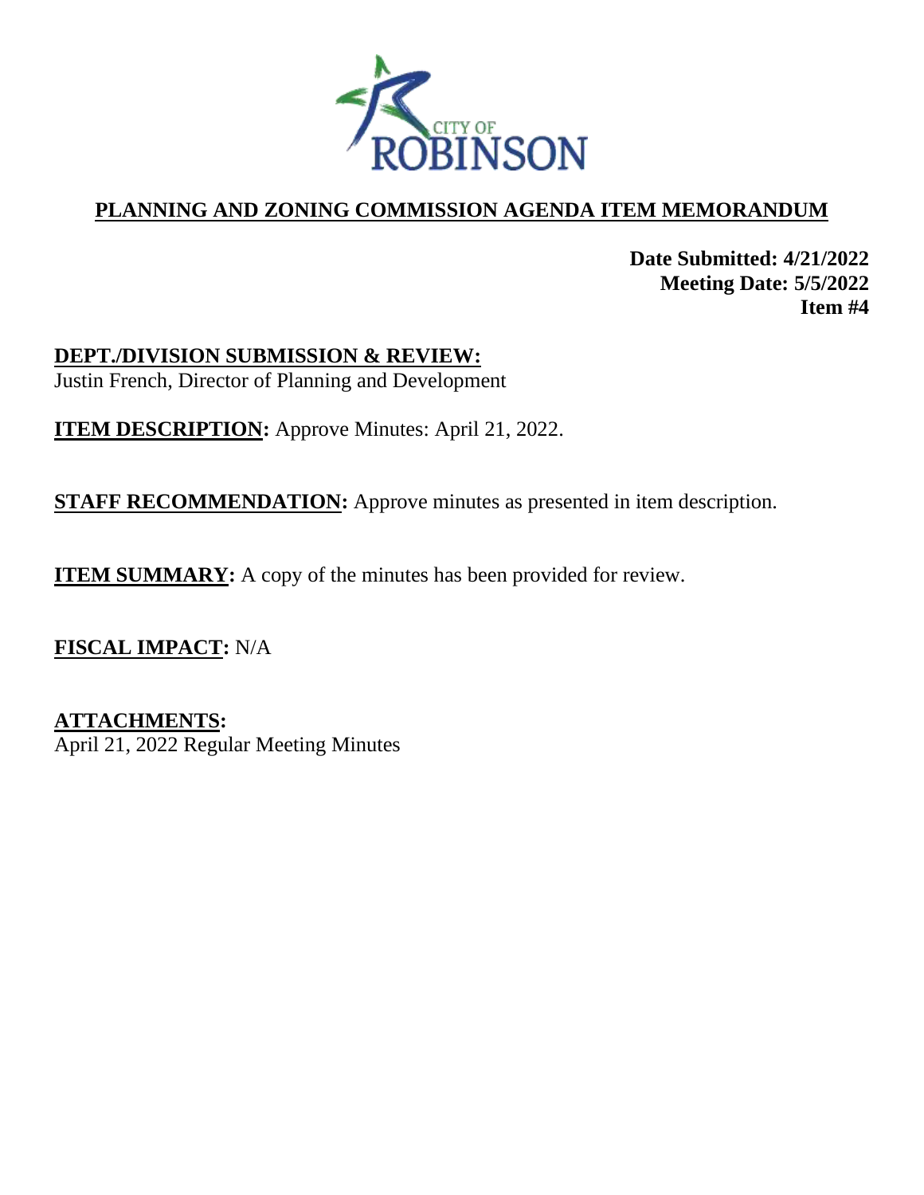CITY OF ROBINSON

# PLANNING AND ZONING COMMISSION AGENDA ITEM MEMORANDUM

**Date Submitted: 4/21/2022**
**Meeting Date: 5/5/2022**
**Item #4**

**DEPT./DIVISION SUBMISSION & REVIEW:**
Justin French, Director of Planning and Development

**ITEM DESCRIPTION:** Approve Minutes: April 21, 2022.

**STAFF RECOMMENDATION:** Approve minutes as presented in item description.

**ITEM SUMMARY:** A copy of the minutes has been provided for review.

**FISCAL IMPACT:** N/A

**ATTACHMENTS:**
April 21, 2022 Regular Meeting Minutes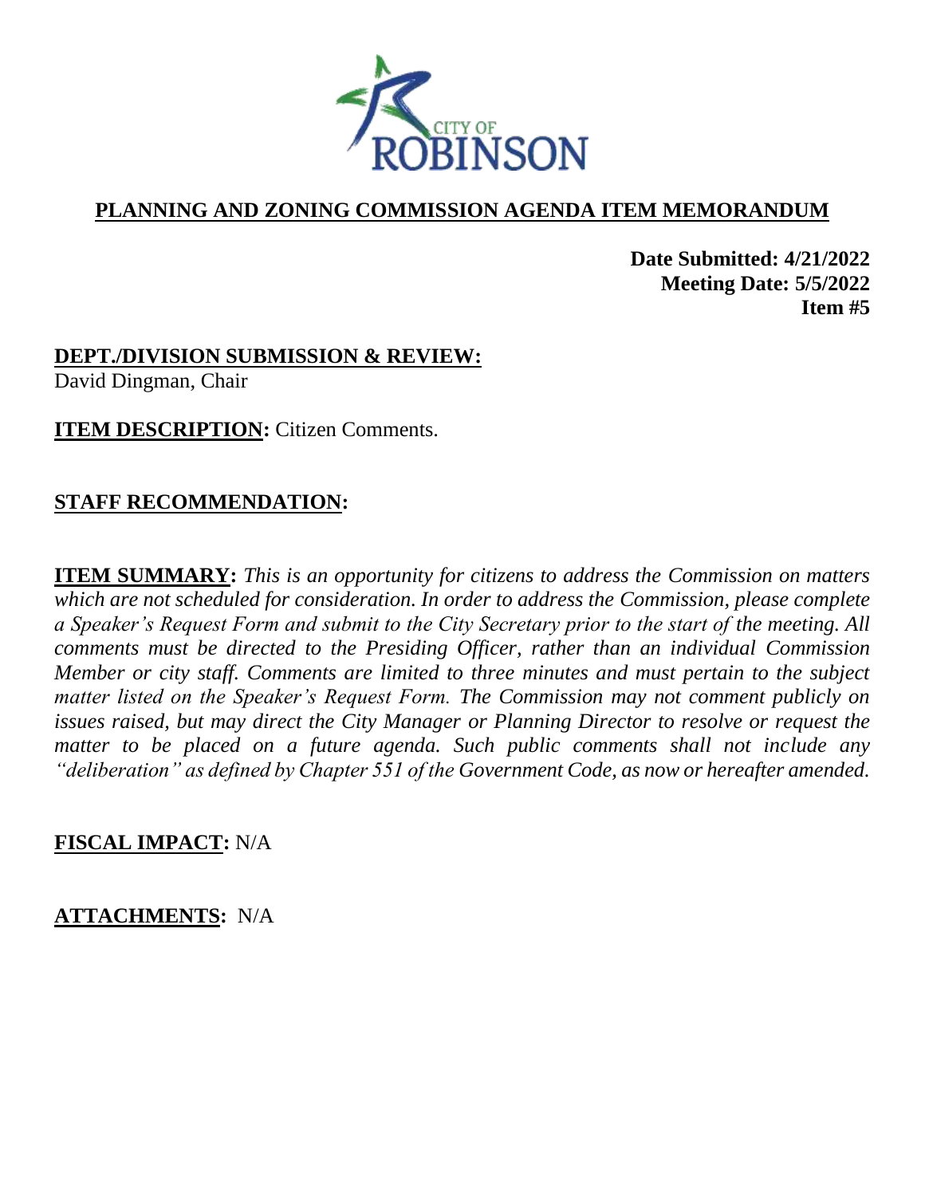CITY OF ROBINSON

## PLANNING AND ZONING COMMISSION AGENDA ITEM MEMORANDUM

**Date Submitted: 4/21/2022**
**Meeting Date: 5/5/2022**
**Item #5**

**DEPT./DIVISION SUBMISSION & REVIEW:**
David Dingman, Chair

**ITEM DESCRIPTION:** Citizen Comments.

**STAFF RECOMMENDATION:**

**ITEM SUMMARY:** *This is an opportunity for citizens to address the Commission on matters which are not scheduled for consideration. In order to address the Commission, please complete a Speaker's Request Form and submit to the City Secretary prior to the start of the meeting. All comments must be directed to the Presiding Officer, rather than an individual Commission Member or city staff. Comments are limited to three minutes and must pertain to the subject matter listed on the Speaker's Request Form. The Commission may not comment publicly on issues raised, but may direct the City Manager or Planning Director to resolve or request the matter to be placed on a future agenda. Such public comments shall not include any "deliberation" as defined by Chapter 551 of the Government Code, as now or hereafter amended.*

**FISCAL IMPACT:** N/A

**ATTACHMENTS:** N/A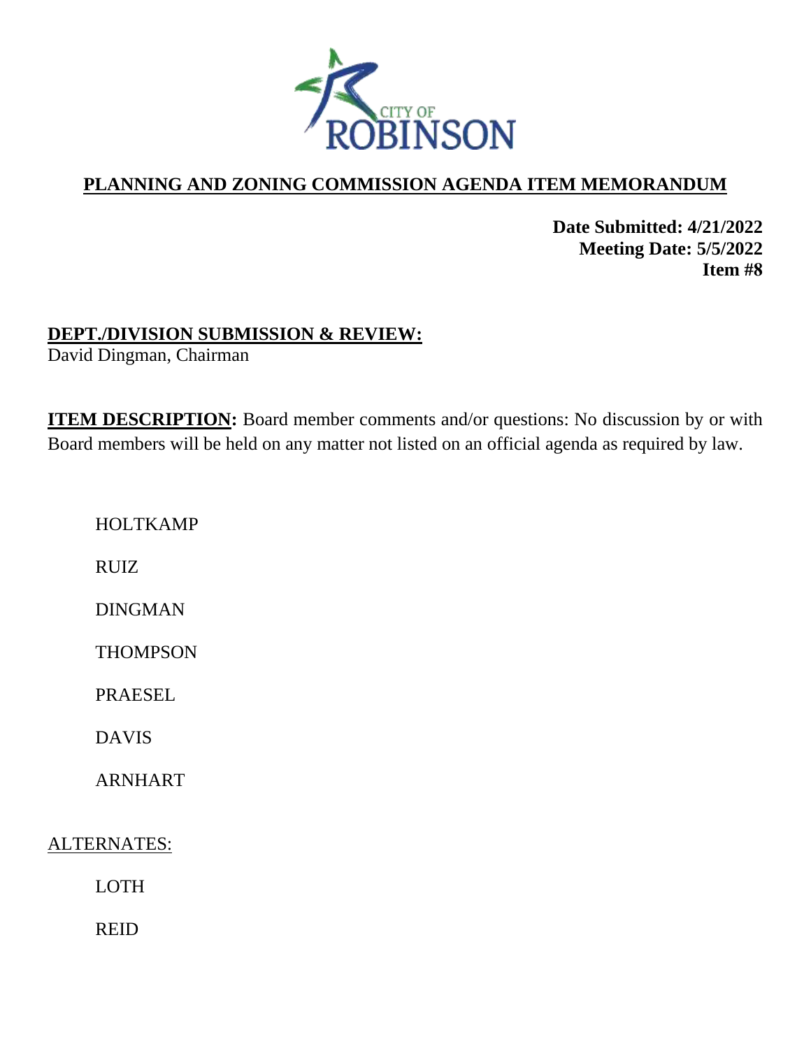CITY OF ROBINSON

## PLANNING AND ZONING COMMISSION AGENDA ITEM MEMORANDUM

**Date Submitted: 4/21/2022**
**Meeting Date: 5/5/2022**
**Item #8**

**DEPT./DIVISION SUBMISSION & REVIEW:**
David Dingman, Chairman

**ITEM DESCRIPTION:** Board member comments and/or questions: No discussion by or with Board members will be held on any matter not listed on an official agenda as required by law.

HOLTKAMP

RUIZ

DINGMAN

THOMPSON

PRAESEL

DAVIS

ARNHART

ALTERNATES:

LOTH

REID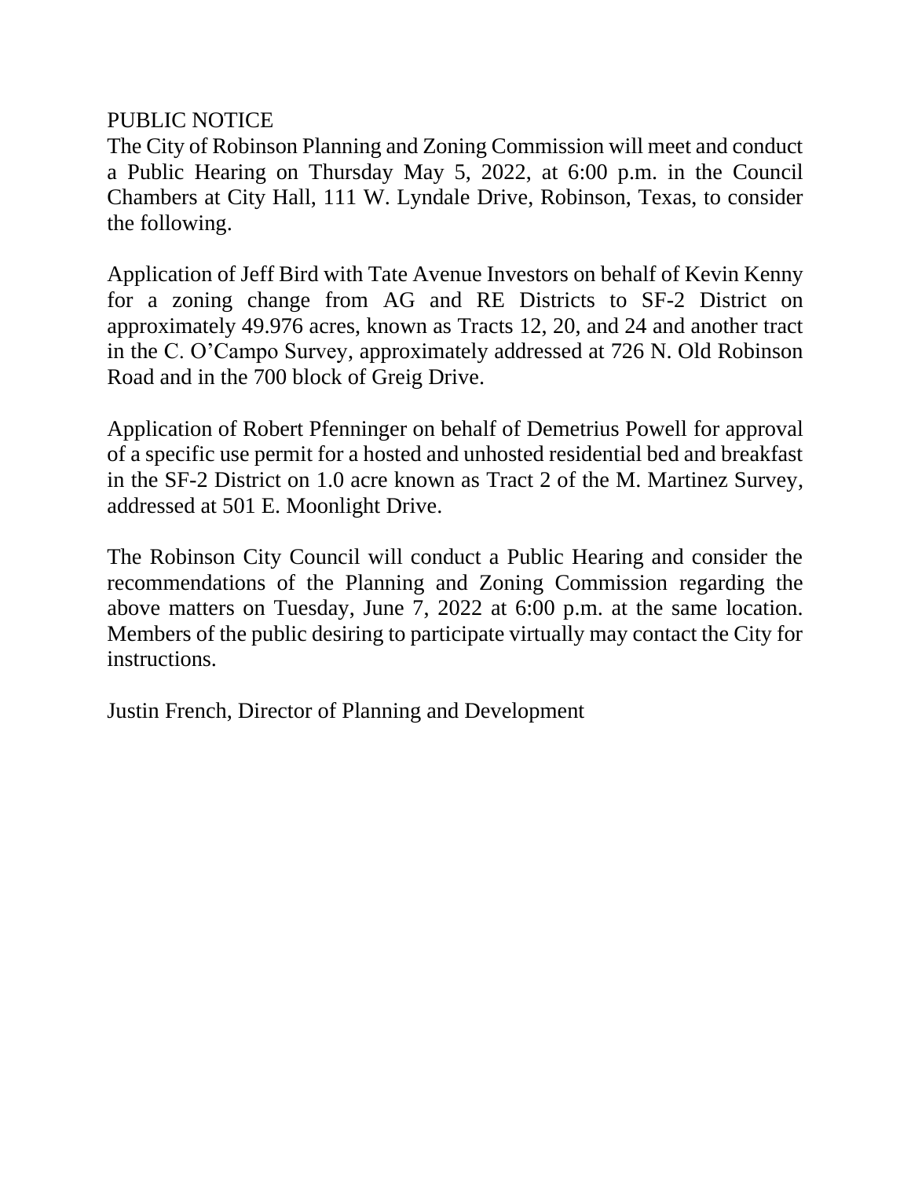PUBLIC NOTICE

The City of Robinson Planning and Zoning Commission will meet and conduct a Public Hearing on Thursday May 5, 2022, at 6:00 p.m. in the Council Chambers at City Hall, 111 W. Lyndale Drive, Robinson, Texas, to consider the following.

Application of Jeff Bird with Tate Avenue Investors on behalf of Kevin Kenny for a zoning change from AG and RE Districts to SF-2 District on approximately 49.976 acres, known as Tracts 12, 20, and 24 and another tract in the C. O'Campo Survey, approximately addressed at 726 N. Old Robinson Road and in the 700 block of Greig Drive.

Application of Robert Pfenninger on behalf of Demetrius Powell for approval of a specific use permit for a hosted and unhosted residential bed and breakfast in the SF-2 District on 1.0 acre known as Tract 2 of the M. Martinez Survey, addressed at 501 E. Moonlight Drive.

The Robinson City Council will conduct a Public Hearing and consider the recommendations of the Planning and Zoning Commission regarding the above matters on Tuesday, June 7, 2022 at 6:00 p.m. at the same location. Members of the public desiring to participate virtually may contact the City for instructions.

Justin French, Director of Planning and Development